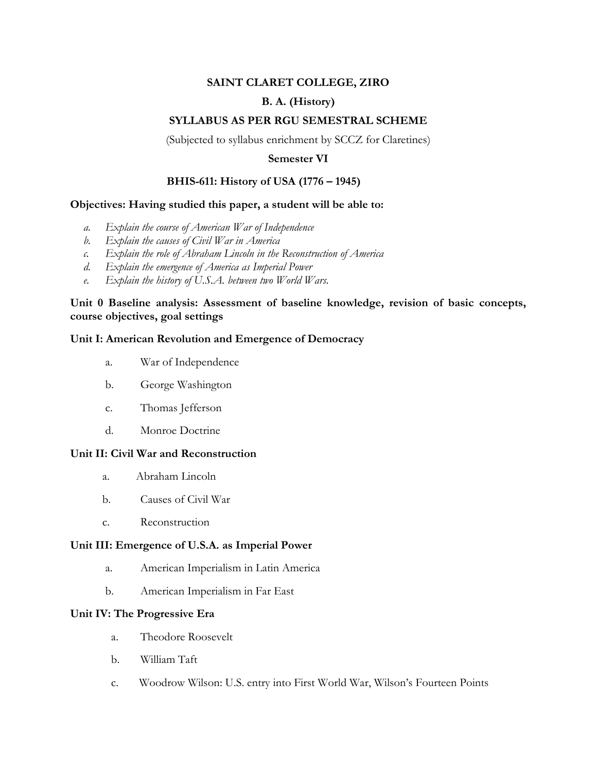**SAINT CLARET COLLEGE, ZIRO**

**B. A. (History)**

**SYLLABUS AS PER RGU SEMESTRAL SCHEME**

(Subjected to syllabus enrichment by SCCZ for Claretines)

**Semester VI**

**BHIS-611: History of USA (1776 – 1945)**

**Objectives: Having studied this paper, a student will be able to:**

a. *Explain the course of American War of Independence*
b. *Explain the causes of Civil War in America*
c. *Explain the role of Abraham Lincoln in the Reconstruction of America*
d. *Explain the emergence of America as Imperial Power*
e. *Explain the history of U.S.A. between two World Wars.*

**Unit 0 Baseline analysis: Assessment of baseline knowledge, revision of basic concepts, course objectives, goal settings**

**Unit I: American Revolution and Emergence of Democracy**

a. War of Independence
b. George Washington
c. Thomas Jefferson
d. Monroe Doctrine

**Unit II: Civil War and Reconstruction**

a. Abraham Lincoln
b. Causes of Civil War
c. Reconstruction

**Unit III: Emergence of U.S.A. as Imperial Power**

a. American Imperialism in Latin America
b. American Imperialism in Far East

**Unit IV: The Progressive Era**

a. Theodore Roosevelt
b. William Taft
c. Woodrow Wilson: U.S. entry into First World War, Wilson's Fourteen Points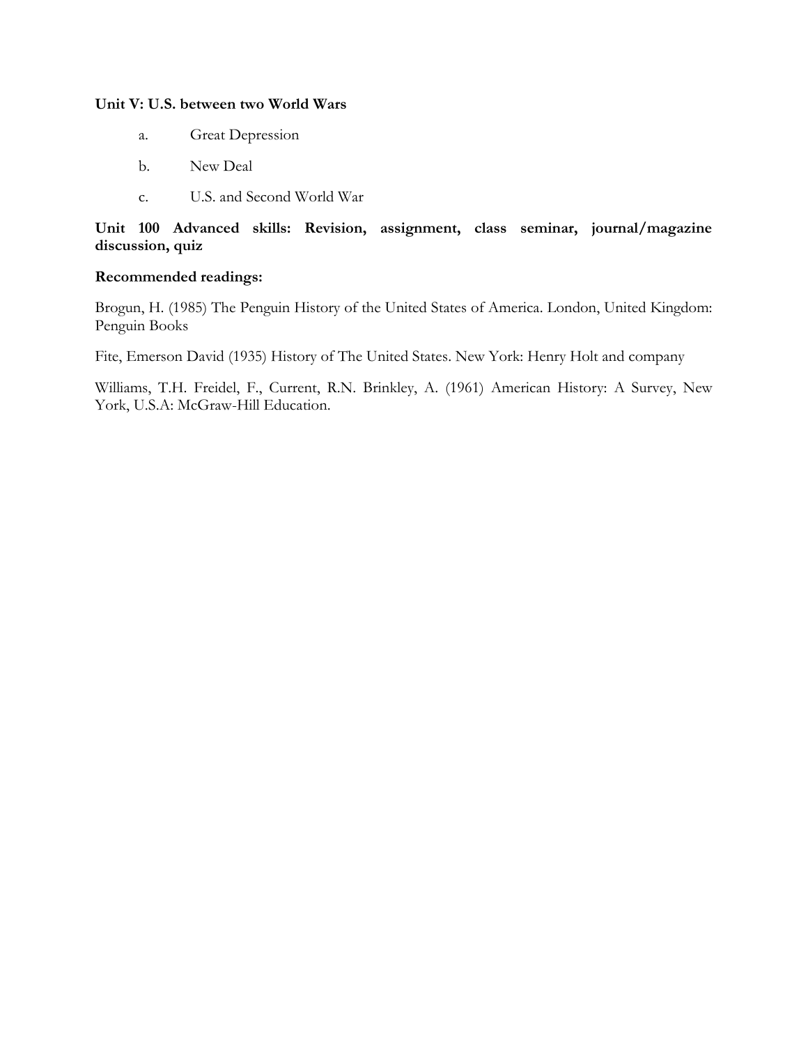**Unit V: U.S. between two World Wars**

a. Great Depression

b. New Deal

c. U.S. and Second World War

**Unit 100 Advanced skills: Revision, assignment, class seminar, journal/magazine discussion, quiz**

**Recommended readings:**

Brogun, H. (1985) The Penguin History of the United States of America. London, United Kingdom: Penguin Books

Fite, Emerson David (1935) History of The United States. New York: Henry Holt and company

Williams, T.H. Freidel, F., Current, R.N. Brinkley, A. (1961) American History: A Survey, New York, U.S.A: McGraw-Hill Education.